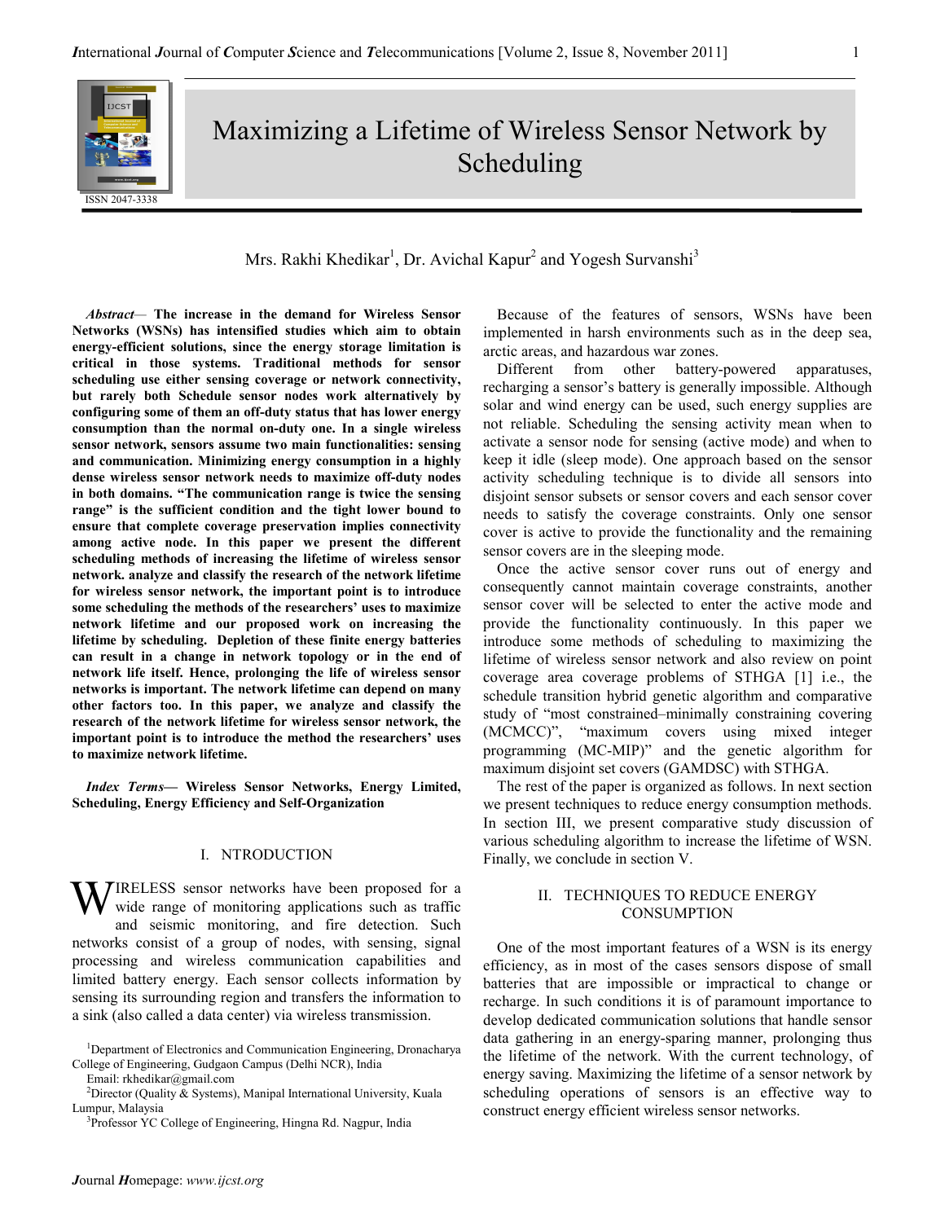# Maximizing a Lifetime of Wireless Sensor Network by Scheduling

Mrs. Rakhi Khedikar[1], Dr. Avichal Kapur[2] and Yogesh Survanshi[3]

***Abstract*— The increase in the demand for Wireless Sensor Networks (WSNs) has intensified studies which aim to obtain energy-efficient solutions, since the energy storage limitation is critical in those systems. Traditional methods for sensor scheduling use either sensing coverage or network connectivity, but rarely both Schedule sensor nodes work alternatively by configuring some of them an off-duty status that has lower energy consumption than the normal on-duty one. In a single wireless sensor network, sensors assume two main functionalities: sensing and communication. Minimizing energy consumption in a highly dense wireless sensor network needs to maximize off-duty nodes in both domains. "The communication range is twice the sensing range" is the sufficient condition and the tight lower bound to ensure that complete coverage preservation implies connectivity among active node. In this paper we present the different scheduling methods of increasing the lifetime of wireless sensor network. analyze and classify the research of the network lifetime for wireless sensor network, the important point is to introduce some scheduling the methods of the researchers' uses to maximize network lifetime and our proposed work on increasing the lifetime by scheduling. Depletion of these finite energy batteries can result in a change in network topology or in the end of network life itself. Hence, prolonging the life of wireless sensor networks is important. The network lifetime can depend on many other factors too. In this paper, we analyze and classify the research of the network lifetime for wireless sensor network, the important point is to introduce the method the researchers' uses to maximize network lifetime.**

***Index Terms*— Wireless Sensor Networks, Energy Limited, Scheduling, Energy Efficiency and Self-Organization**

## I. NTRODUCTION

WIRELESS sensor networks have been proposed for a wide range of monitoring applications such as traffic and seismic monitoring, and fire detection. Such networks consist of a group of nodes, with sensing, signal processing and wireless communication capabilities and limited battery energy. Each sensor collects information by sensing its surrounding region and transfers the information to a sink (also called a data center) via wireless transmission.

[1]Department of Electronics and Communication Engineering, Dronacharya College of Engineering, Gudgaon Campus (Delhi NCR), India
Email: rkhedikar@gmail.com
[2]Director (Quality & Systems), Manipal International University, Kuala Lumpur, Malaysia
[3]Professor YC College of Engineering, Hingna Rd. Nagpur, India

Because of the features of sensors, WSNs have been implemented in harsh environments such as in the deep sea, arctic areas, and hazardous war zones.

Different from other battery-powered apparatuses, recharging a sensor's battery is generally impossible. Although solar and wind energy can be used, such energy supplies are not reliable. Scheduling the sensing activity mean when to activate a sensor node for sensing (active mode) and when to keep it idle (sleep mode). One approach based on the sensor activity scheduling technique is to divide all sensors into disjoint sensor subsets or sensor covers and each sensor cover needs to satisfy the coverage constraints. Only one sensor cover is active to provide the functionality and the remaining sensor covers are in the sleeping mode.

Once the active sensor cover runs out of energy and consequently cannot maintain coverage constraints, another sensor cover will be selected to enter the active mode and provide the functionality continuously. In this paper we introduce some methods of scheduling to maximizing the lifetime of wireless sensor network and also review on point coverage area coverage problems of STHGA [1] i.e., the schedule transition hybrid genetic algorithm and comparative study of "most constrained–minimally constraining covering (MCMCC)", "maximum covers using mixed integer programming (MC-MIP)" and the genetic algorithm for maximum disjoint set covers (GAMDSC) with STHGA.

The rest of the paper is organized as follows. In next section we present techniques to reduce energy consumption methods. In section III, we present comparative study discussion of various scheduling algorithm to increase the lifetime of WSN. Finally, we conclude in section V.

## II. TECHNIQUES TO REDUCE ENERGY CONSUMPTION

One of the most important features of a WSN is its energy efficiency, as in most of the cases sensors dispose of small batteries that are impossible or impractical to change or recharge. In such conditions it is of paramount importance to develop dedicated communication solutions that handle sensor data gathering in an energy-sparing manner, prolonging thus the lifetime of the network. With the current technology, of energy saving. Maximizing the lifetime of a sensor network by scheduling operations of sensors is an effective way to construct energy efficient wireless sensor networks.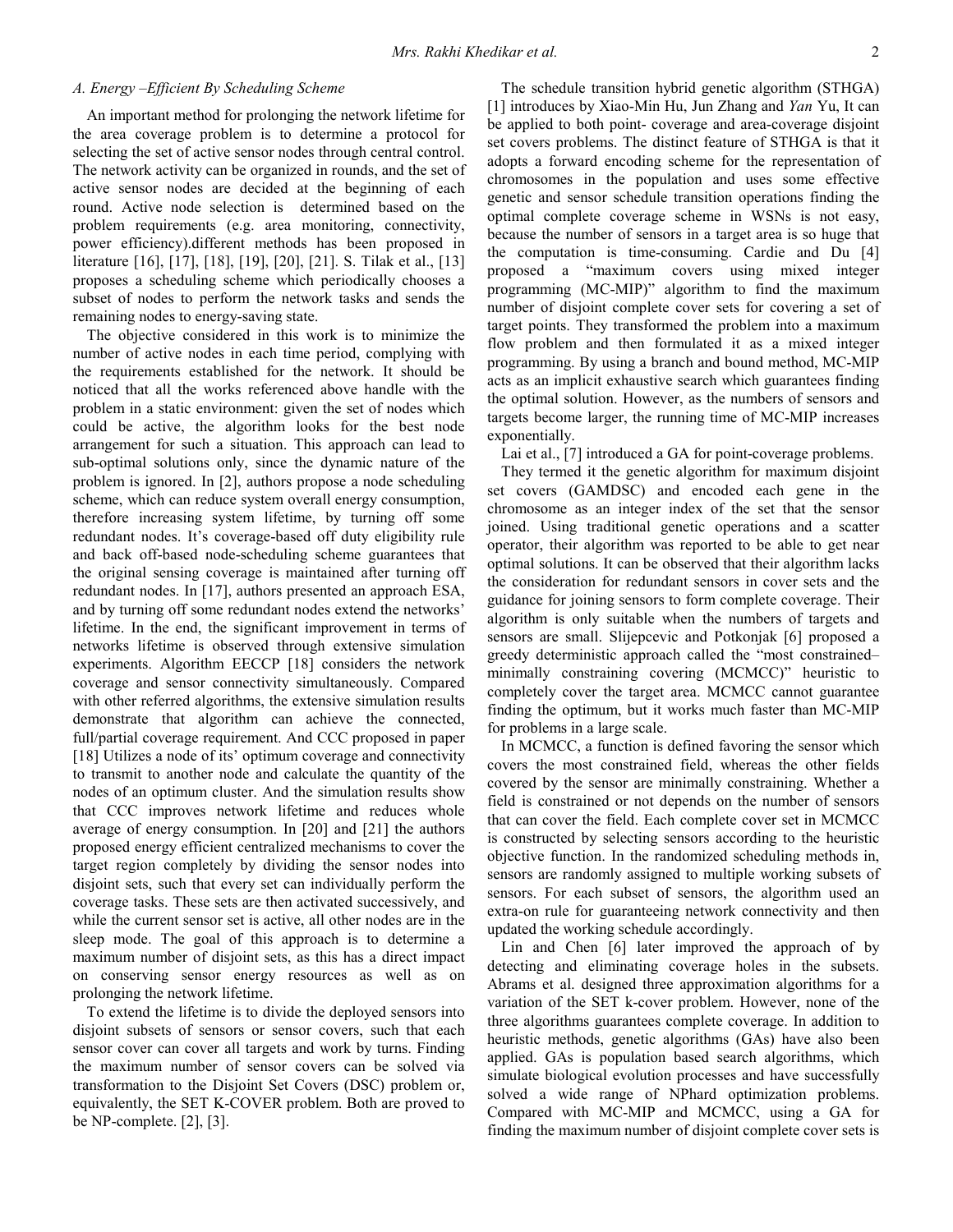### A. Energy –Efficient By Scheduling Scheme

An important method for prolonging the network lifetime for the area coverage problem is to determine a protocol for selecting the set of active sensor nodes through central control. The network activity can be organized in rounds, and the set of active sensor nodes are decided at the beginning of each round. Active node selection is determined based on the problem requirements (e.g. area monitoring, connectivity, power efficiency).different methods has been proposed in literature [16], [17], [18], [19], [20], [21]. S. Tilak et al., [13] proposes a scheduling scheme which periodically chooses a subset of nodes to perform the network tasks and sends the remaining nodes to energy-saving state.

The objective considered in this work is to minimize the number of active nodes in each time period, complying with the requirements established for the network. It should be noticed that all the works referenced above handle with the problem in a static environment: given the set of nodes which could be active, the algorithm looks for the best node arrangement for such a situation. This approach can lead to sub-optimal solutions only, since the dynamic nature of the problem is ignored. In [2], authors propose a node scheduling scheme, which can reduce system overall energy consumption, therefore increasing system lifetime, by turning off some redundant nodes. It's coverage-based off duty eligibility rule and back off-based node-scheduling scheme guarantees that the original sensing coverage is maintained after turning off redundant nodes. In [17], authors presented an approach ESA, and by turning off some redundant nodes extend the networks' lifetime. In the end, the significant improvement in terms of networks lifetime is observed through extensive simulation experiments. Algorithm EECCP [18] considers the network coverage and sensor connectivity simultaneously. Compared with other referred algorithms, the extensive simulation results demonstrate that algorithm can achieve the connected, full/partial coverage requirement. And CCC proposed in paper [18] Utilizes a node of its' optimum coverage and connectivity to transmit to another node and calculate the quantity of the nodes of an optimum cluster. And the simulation results show that CCC improves network lifetime and reduces whole average of energy consumption. In [20] and [21] the authors proposed energy efficient centralized mechanisms to cover the target region completely by dividing the sensor nodes into disjoint sets, such that every set can individually perform the coverage tasks. These sets are then activated successively, and while the current sensor set is active, all other nodes are in the sleep mode. The goal of this approach is to determine a maximum number of disjoint sets, as this has a direct impact on conserving sensor energy resources as well as on prolonging the network lifetime.

To extend the lifetime is to divide the deployed sensors into disjoint subsets of sensors or sensor covers, such that each sensor cover can cover all targets and work by turns. Finding the maximum number of sensor covers can be solved via transformation to the Disjoint Set Covers (DSC) problem or, equivalently, the SET K-COVER problem. Both are proved to be NP-complete. [2], [3].

The schedule transition hybrid genetic algorithm (STHGA) [1] introduces by Xiao-Min Hu, Jun Zhang and *Yan* Yu, It can be applied to both point- coverage and area-coverage disjoint set covers problems. The distinct feature of STHGA is that it adopts a forward encoding scheme for the representation of chromosomes in the population and uses some effective genetic and sensor schedule transition operations finding the optimal complete coverage scheme in WSNs is not easy, because the number of sensors in a target area is so huge that the computation is time-consuming. Cardie and Du [4] proposed a "maximum covers using mixed integer programming (MC-MIP)" algorithm to find the maximum number of disjoint complete cover sets for covering a set of target points. They transformed the problem into a maximum flow problem and then formulated it as a mixed integer programming. By using a branch and bound method, MC-MIP acts as an implicit exhaustive search which guarantees finding the optimal solution. However, as the numbers of sensors and targets become larger, the running time of MC-MIP increases exponentially.

Lai et al., [7] introduced a GA for point-coverage problems.

They termed it the genetic algorithm for maximum disjoint set covers (GAMDSC) and encoded each gene in the chromosome as an integer index of the set that the sensor joined. Using traditional genetic operations and a scatter operator, their algorithm was reported to be able to get near optimal solutions. It can be observed that their algorithm lacks the consideration for redundant sensors in cover sets and the guidance for joining sensors to form complete coverage. Their algorithm is only suitable when the numbers of targets and sensors are small. Slijepcevic and Potkonjak [6] proposed a greedy deterministic approach called the "most constrained–minimally constraining covering (MCMCC)" heuristic to completely cover the target area. MCMCC cannot guarantee finding the optimum, but it works much faster than MC-MIP for problems in a large scale.

In MCMCC, a function is defined favoring the sensor which covers the most constrained field, whereas the other fields covered by the sensor are minimally constraining. Whether a field is constrained or not depends on the number of sensors that can cover the field. Each complete cover set in MCMCC is constructed by selecting sensors according to the heuristic objective function. In the randomized scheduling methods in, sensors are randomly assigned to multiple working subsets of sensors. For each subset of sensors, the algorithm used an extra-on rule for guaranteeing network connectivity and then updated the working schedule accordingly.

Lin and Chen [6] later improved the approach of by detecting and eliminating coverage holes in the subsets. Abrams et al. designed three approximation algorithms for a variation of the SET k-cover problem. However, none of the three algorithms guarantees complete coverage. In addition to heuristic methods, genetic algorithms (GAs) have also been applied. GAs is population based search algorithms, which simulate biological evolution processes and have successfully solved a wide range of NPhard optimization problems. Compared with MC-MIP and MCMCC, using a GA for finding the maximum number of disjoint complete cover sets is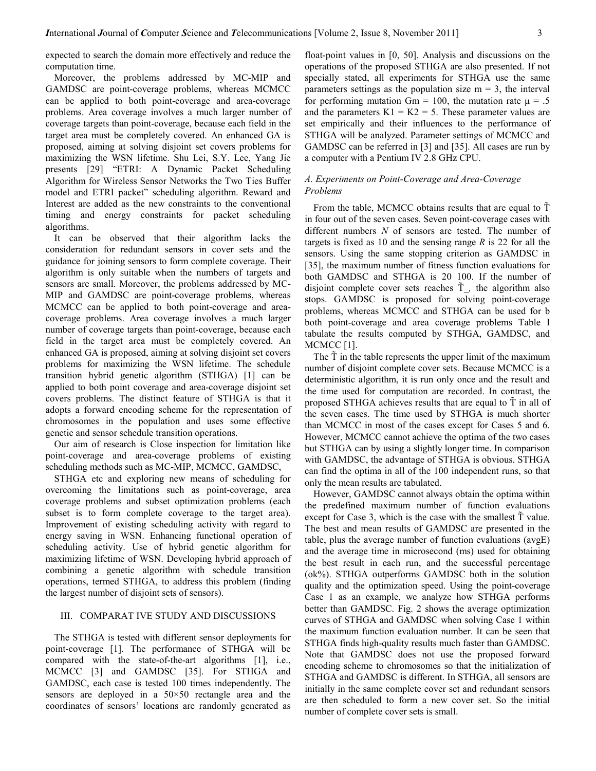expected to search the domain more effectively and reduce the computation time.

Moreover, the problems addressed by MC-MIP and GAMDSC are point-coverage problems, whereas MCMCC can be applied to both point-coverage and area-coverage problems. Area coverage involves a much larger number of coverage targets than point-coverage, because each field in the target area must be completely covered. An enhanced GA is proposed, aiming at solving disjoint set covers problems for maximizing the WSN lifetime. Shu Lei, S.Y. Lee, Yang Jie presents [29] "ETRI: A Dynamic Packet Scheduling Algorithm for Wireless Sensor Networks the Two Ties Buffer model and ETRI packet" scheduling algorithm. Reward and Interest are added as the new constraints to the conventional timing and energy constraints for packet scheduling algorithms.

It can be observed that their algorithm lacks the consideration for redundant sensors in cover sets and the guidance for joining sensors to form complete coverage. Their algorithm is only suitable when the numbers of targets and sensors are small. Moreover, the problems addressed by MC-MIP and GAMDSC are point-coverage problems, whereas MCMCC can be applied to both point-coverage and area-coverage problems. Area coverage involves a much larger number of coverage targets than point-coverage, because each field in the target area must be completely covered. An enhanced GA is proposed, aiming at solving disjoint set covers problems for maximizing the WSN lifetime. The schedule transition hybrid genetic algorithm (STHGA) [1] can be applied to both point coverage and area-coverage disjoint set covers problems. The distinct feature of STHGA is that it adopts a forward encoding scheme for the representation of chromosomes in the population and uses some effective genetic and sensor schedule transition operations.

Our aim of research is Close inspection for limitation like point-coverage and area-coverage problems of existing scheduling methods such as MC-MIP, MCMCC, GAMDSC,

STHGA etc and exploring new means of scheduling for overcoming the limitations such as point-coverage, area coverage problems and subset optimization problems (each subset is to form complete coverage to the target area). Improvement of existing scheduling activity with regard to energy saving in WSN. Enhancing functional operation of scheduling activity. Use of hybrid genetic algorithm for maximizing lifetime of WSN. Developing hybrid approach of combining a genetic algorithm with schedule transition operations, termed STHGA, to address this problem (finding the largest number of disjoint sets of sensors).

## III. COMPARAT IVE STUDY AND DISCUSSIONS

The STHGA is tested with different sensor deployments for point-coverage [1]. The performance of STHGA will be compared with the state-of-the-art algorithms [1], i.e., MCMCC [3] and GAMDSC [35]. For STHGA and GAMDSC, each case is tested 100 times independently. The sensors are deployed in a 50×50 rectangle area and the coordinates of sensors' locations are randomly generated as float-point values in [0, 50]. Analysis and discussions on the operations of the proposed STHGA are also presented. If not specially stated, all experiments for STHGA use the same parameters settings as the population size m = 3, the interval for performing mutation Gm = 100, the mutation rate μ = .5 and the parameters K1 = K2 = 5. These parameter values are set empirically and their influences to the performance of STHGA will be analyzed. Parameter settings of MCMCC and GAMDSC can be referred in [3] and [35]. All cases are run by a computer with a Pentium IV 2.8 GHz CPU.

### A. Experiments on Point-Coverage and Area-Coverage Problems

From the table, MCMCC obtains results that are equal to T̃ in four out of the seven cases. Seven point-coverage cases with different numbers *N* of sensors are tested. The number of targets is fixed as 10 and the sensing range *R* is 22 for all the sensors. Using the same stopping criterion as GAMDSC in [35], the maximum number of fitness function evaluations for both GAMDSC and STHGA is 20 100. If the number of disjoint complete cover sets reaches T̃_, the algorithm also stops. GAMDSC is proposed for solving point-coverage problems, whereas MCMCC and STHGA can be used for b both point-coverage and area coverage problems Table I tabulate the results computed by STHGA, GAMDSC, and MCMCC [1].

The T̃ in the table represents the upper limit of the maximum number of disjoint complete cover sets. Because MCMCC is a deterministic algorithm, it is run only once and the result and the time used for computation are recorded. In contrast, the proposed STHGA achieves results that are equal to T̃ in all of the seven cases. The time used by STHGA is much shorter than MCMCC in most of the cases except for Cases 5 and 6. However, MCMCC cannot achieve the optima of the two cases but STHGA can by using a slightly longer time. In comparison with GAMDSC, the advantage of STHGA is obvious. STHGA can find the optima in all of the 100 independent runs, so that only the mean results are tabulated.

However, GAMDSC cannot always obtain the optima within the predefined maximum number of function evaluations except for Case 3, which is the case with the smallest T̃ value. The best and mean results of GAMDSC are presented in the table, plus the average number of function evaluations (avgE) and the average time in microsecond (ms) used for obtaining the best result in each run, and the successful percentage (ok%). STHGA outperforms GAMDSC both in the solution quality and the optimization speed. Using the point-coverage Case 1 as an example, we analyze how STHGA performs better than GAMDSC. Fig. 2 shows the average optimization curves of STHGA and GAMDSC when solving Case 1 within the maximum function evaluation number. It can be seen that STHGA finds high-quality results much faster than GAMDSC. Note that GAMDSC does not use the proposed forward encoding scheme to chromosomes so that the initialization of STHGA and GAMDSC is different. In STHGA, all sensors are initially in the same complete cover set and redundant sensors are then scheduled to form a new cover set. So the initial number of complete cover sets is small.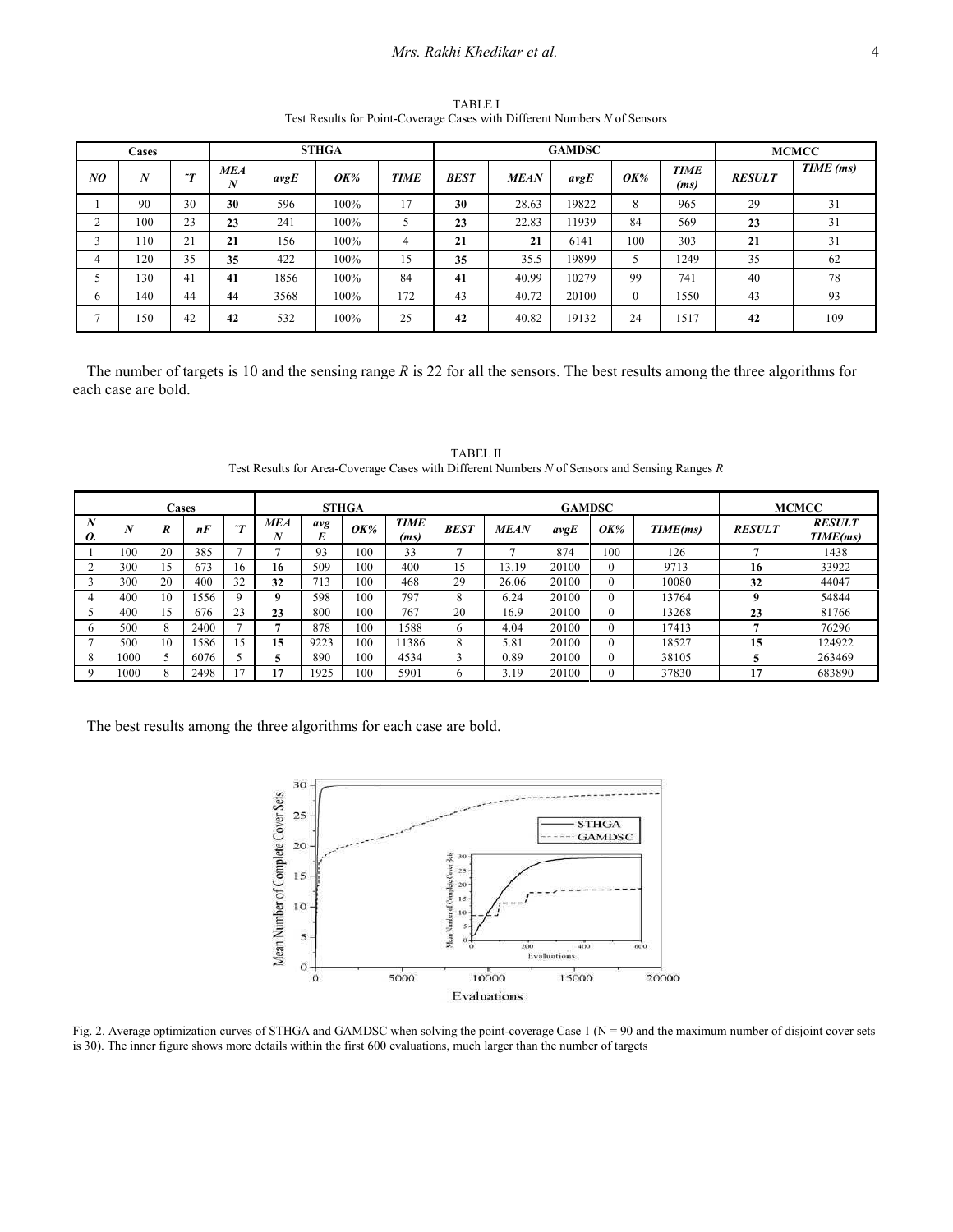TABLE I
Test Results for Point-Coverage Cases with Different Numbers *N* of Sensors

| Cases | | | STHGA | | | | GAMDSC | | | | | MCMCC | |
|---|---|---|---|---|---|---|---|---|---|---|---|---|---|
| *NO* | *N* | *ˇT* | *MEAN* | *avgE* | *OK%* | *TIME* | *BEST* | *MEAN* | *avgE* | *OK%* | *TIME (ms)* | *RESULT* | *TIME (ms)* |
| 1 | 90 | 30 | **30** | 596 | 100% | 17 | **30** | 28.63 | 19822 | 8 | 965 | 29 | 31 |
| 2 | 100 | 23 | **23** | 241 | 100% | 5 | **23** | 22.83 | 11939 | 84 | 569 | **23** | 31 |
| 3 | 110 | 21 | **21** | 156 | 100% | 4 | **21** | **21** | 6141 | 100 | 303 | **21** | 31 |
| 4 | 120 | 35 | **35** | 422 | 100% | 15 | **35** | 35.5 | 19899 | 5 | 1249 | 35 | 62 |
| 5 | 130 | 41 | **41** | 1856 | 100% | 84 | **41** | 40.99 | 10279 | 99 | 741 | 40 | 78 |
| 6 | 140 | 44 | **44** | 3568 | 100% | 172 | 43 | 40.72 | 20100 | 0 | 1550 | 43 | 93 |
| 7 | 150 | 42 | **42** | 532 | 100% | 25 | **42** | 40.82 | 19132 | 24 | 1517 | **42** | 109 |

The number of targets is 10 and the sensing range *R* is 22 for all the sensors. The best results among the three algorithms for each case are bold.

TABEL II
Test Results for Area-Coverage Cases with Different Numbers *N* of Sensors and Sensing Ranges *R*

| Cases | | | | | STHGA | | | | GAMDSC | | | | | MCMCC | |
|---|---|---|---|---|---|---|---|---|---|---|---|---|---|---|---|
| *NO.* | *N* | *R* | *nF* | *ˇT* | *MEAN* | *avgE* | *OK%* | *TIME (ms)* | *BEST* | *MEAN* | *avgE* | *OK%* | *TIME(ms)* | *RESULT* | *RESULT TIME(ms)* |
| 1 | 100 | 20 | 385 | 7 | **7** | 93 | 100 | 33 | **7** | **7** | 874 | 100 | 126 | **7** | 1438 |
| 2 | 300 | 15 | 673 | 16 | **16** | 509 | 100 | 400 | 15 | 13.19 | 20100 | 0 | 9713 | **16** | 33922 |
| 3 | 300 | 20 | 400 | 32 | **32** | 713 | 100 | 468 | 29 | 26.06 | 20100 | 0 | 10080 | **32** | 44047 |
| 4 | 400 | 10 | 1556 | 9 | **9** | 598 | 100 | 797 | 8 | 6.24 | 20100 | 0 | 13764 | **9** | 54844 |
| 5 | 400 | 15 | 676 | 23 | **23** | 800 | 100 | 767 | 20 | 16.9 | 20100 | 0 | 13268 | **23** | 81766 |
| 6 | 500 | 8 | 2400 | 7 | **7** | 878 | 100 | 1588 | 6 | 4.04 | 20100 | 0 | 17413 | **7** | 76296 |
| 7 | 500 | 10 | 1586 | 15 | **15** | 9223 | 100 | 11386 | 8 | 5.81 | 20100 | 0 | 18527 | **15** | 124922 |
| 8 | 1000 | 5 | 6076 | 5 | **5** | 890 | 100 | 4534 | 3 | 0.89 | 20100 | 0 | 38105 | **5** | 263469 |
| 9 | 1000 | 8 | 2498 | 17 | **17** | 1925 | 100 | 5901 | 6 | 3.19 | 20100 | 0 | 37830 | **17** | 683890 |

The best results among the three algorithms for each case are bold.

Fig. 2. Average optimization curves of STHGA and GAMDSC when solving the point-coverage Case 1 (N = 90 and the maximum number of disjoint cover sets is 30). The inner figure shows more details within the first 600 evaluations, much larger than the number of targets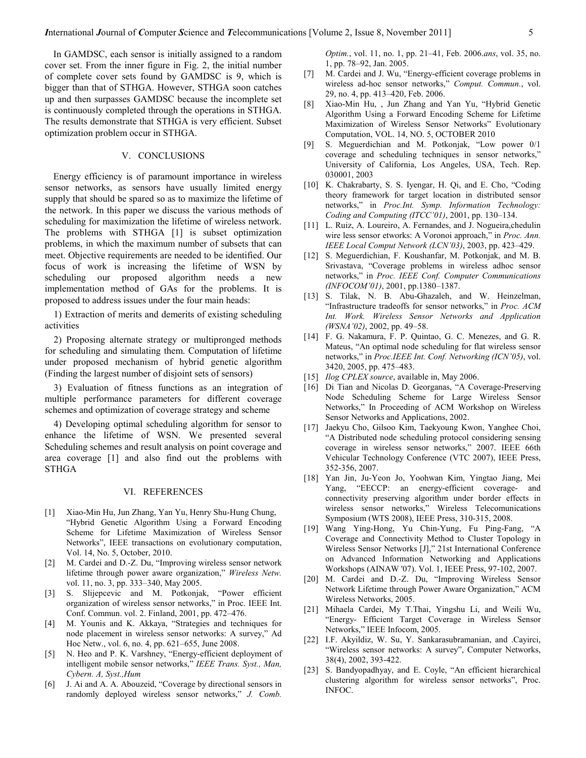In GAMDSC, each sensor is initially assigned to a random cover set. From the inner figure in Fig. 2, the initial number of complete cover sets found by GAMDSC is 9, which is bigger than that of STHGA. However, STHGA soon catches up and then surpasses GAMDSC because the incomplete set is continuously completed through the operations in STHGA. The results demonstrate that STHGA is very efficient. Subset optimization problem occur in STHGA.

## V. CONCLUSIONS

Energy efficiency is of paramount importance in wireless sensor networks, as sensors have usually limited energy supply that should be spared so as to maximize the lifetime of the network. In this paper we discuss the various methods of scheduling for maximization the lifetime of wireless network. The problems with STHGA [1] is subset optimization problems, in which the maximum number of subsets that can meet. Objective requirements are needed to be identified. Our focus of work is increasing the lifetime of WSN by scheduling our proposed algorithm needs a new implementation method of GAs for the problems. It is proposed to address issues under the four main heads:

1) Extraction of merits and demerits of existing scheduling activities

2) Proposing alternate strategy or multipronged methods for scheduling and simulating them. Computation of lifetime under proposed mechanism of hybrid genetic algorithm (Finding the largest number of disjoint sets of sensors)

3) Evaluation of fitness functions as an integration of multiple performance parameters for different coverage schemes and optimization of coverage strategy and scheme

4) Developing optimal scheduling algorithm for sensor to enhance the lifetime of WSN. We presented several Scheduling schemes and result analysis on point coverage and area coverage [1] and also find out the problems with STHGA

## VI. REFERENCES

[1] Xiao-Min Hu, Jun Zhang, Yan Yu, Henry Shu-Hung Chung, "Hybrid Genetic Algorithm Using a Forward Encoding Scheme for Lifetime Maximization of Wireless Sensor Networks", IEEE transactions on evolutionary computation, Vol. 14, No. 5, October, 2010.

[2] M. Cardei and D.-Z. Du, "Improving wireless sensor network lifetime through power aware organization," *Wireless Netw.* vol. 11, no. 3, pp. 333–340, May 2005.

[3] S. Slijepcevic and M. Potkonjak, "Power efficient organization of wireless sensor networks," in Proc. IEEE Int. Conf. Commun. vol. 2. Finland, 2001, pp. 472–476.

[4] M. Younis and K. Akkaya, "Strategies and techniques for node placement in wireless sensor networks: A survey," Ad Hoc Netw., vol. 6, no. 4, pp. 621–655, June 2008.

[5] N. Heo and P. K. Varshney, "Energy-efficient deployment of intelligent mobile sensor networks," *IEEE Trans. Syst., Man, Cybern. A, Syst.,Hum*

[6] J. Ai and A. A. Abouzeid, "Coverage by directional sensors in randomly deployed wireless sensor networks," *J. Comb. Optim.*, vol. 11, no. 1, pp. 21–41, Feb. 2006.*ans*, vol. 35, no. 1, pp. 78–92, Jan. 2005.

[7] M. Cardei and J. Wu, "Energy-efficient coverage problems in wireless ad-hoc sensor networks," *Comput. Commun.*, vol. 29, no. 4, pp. 413–420, Feb. 2006.

[8] Xiao-Min Hu, , Jun Zhang and Yan Yu, "Hybrid Genetic Algorithm Using a Forward Encoding Scheme for Lifetime Maximization of Wireless Sensor Networks" Evolutionary Computation, VOL. 14, NO. 5, OCTOBER 2010

[9] S. Meguerdichian and M. Potkonjak, "Low power 0/1 coverage and scheduling techniques in sensor networks," University of California, Los Angeles, USA, Tech. Rep. 030001, 2003

[10] K. Chakrabarty, S. S. Iyengar, H. Qi, and E. Cho, "Coding theory framework for target location in distributed sensor networks," in *Proc.Int. Symp. Information Technology: Coding and Computing (ITCC'01)*, 2001, pp. 130–134.

[11] L. Ruiz, A. Loureiro, A. Fernandes, and J. Nogueira,chedulin wire less sensor etworks: A Voronoi approach," in *Proc. Ann. IEEE Local Comput Network (LCN'03)*, 2003, pp. 423–429.

[12] S. Meguerdichian, F. Koushanfar, M. Potkonjak, and M. B. Srivastava, "Coverage problems in wireless adhoc sensor networks," in *Proc. IEEE Conf. Computer Communications (INFOCOM'01)*, 2001, pp.1380–1387.

[13] S. Tilak, N. B. Abu-Ghazaleh, and W. Heinzelman, "Infrastructure tradeoffs for sensor networks," in *Proc. ACM Int. Work. Wireless Sensor Networks and Application (WSNA'02)*, 2002, pp. 49–58.

[14] F. G. Nakamura, F. P. Quintao, G. C. Menezes, and G. R. Mateus, "An optimal node scheduling for flat wireless sensor networks," in *Proc.IEEE Int. Conf. Networking (ICN'05)*, vol. 3420, 2005, pp. 475–483.

[15] *Ilog CPLEX source*, available in, May 2006.

[16] Di Tian and Nicolas D. Georganas, "A Coverage-Preserving Node Scheduling Scheme for Large Wireless Sensor Networks," In Proceeding of ACM Workshop on Wireless Sensor Networks and Applications, 2002.

[17] Jaekyu Cho, Gilsoo Kim, Taekyoung Kwon, Yanghee Choi, "A Distributed node scheduling protocol considering sensing coverage in wireless sensor networks," 2007. IEEE 66th Vehicular Technology Conference (VTC 2007), IEEE Press, 352-356, 2007.

[18] Yan Jin, Ju-Yeon Jo, Yoohwan Kim, Yingtao Jiang, Mei Yang, "EECCP: an energy-efficient coverage- and connectivity preserving algorithm under border effects in wireless sensor networks," Wireless Telecomunications Symposium (WTS 2008), IEEE Press, 310-315, 2008.

[19] Wang Ying-Hong, Yu Chin-Yung, Fu Ping-Fang, "A Coverage and Connectivity Method to Cluster Topology in Wireless Sensor Networks [J]," 21st International Conference on Advanced Information Networking and Applications Workshops (AINAW '07). Vol. 1, IEEE Press, 97-102, 2007.

[20] M. Cardei and D.-Z. Du, "Improving Wireless Sensor Network Lifetime through Power Aware Organization," ACM Wireless Networks, 2005.

[21] Mihaela Cardei, My T.Thai, Yingshu Li, and Weili Wu, "Energy- Efficient Target Coverage in Wireless Sensor Networks," IEEE Infocom, 2005.

[22] I.F. Akyildiz, W. Su, Y. Sankarasubramanian, and .Cayirci, "Wireless sensor networks: A survey", Computer Networks, 38(4), 2002, 393-422.

[23] S. Bandyopadhyay, and E. Coyle, "An efficient hierarchical clustering algorithm for wireless sensor networks", Proc. INFOC.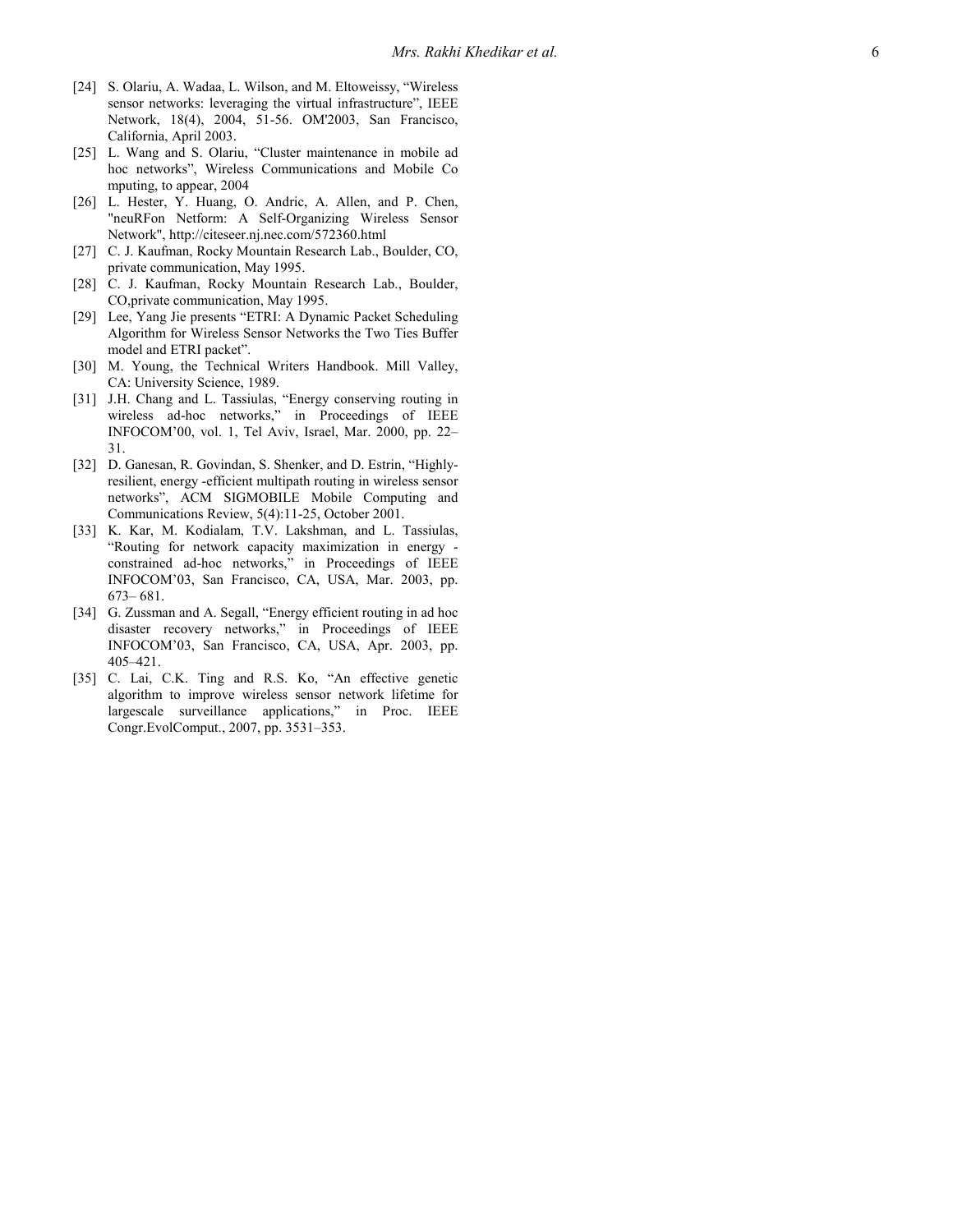[24] S. Olariu, A. Wadaa, L. Wilson, and M. Eltoweissy, “Wireless sensor networks: leveraging the virtual infrastructure”, IEEE Network, 18(4), 2004, 51-56. OM'2003, San Francisco, California, April 2003.

[25] L. Wang and S. Olariu, “Cluster maintenance in mobile ad hoc networks”, Wireless Communications and Mobile Co mputing, to appear, 2004

[26] L. Hester, Y. Huang, O. Andric, A. Allen, and P. Chen, "neuRFon Netform: A Self-Organizing Wireless Sensor Network", http://citeseer.nj.nec.com/572360.html

[27] C. J. Kaufman, Rocky Mountain Research Lab., Boulder, CO, private communication, May 1995.

[28] C. J. Kaufman, Rocky Mountain Research Lab., Boulder, CO,private communication, May 1995.

[29] Lee, Yang Jie presents “ETRI: A Dynamic Packet Scheduling Algorithm for Wireless Sensor Networks the Two Ties Buffer model and ETRI packet”.

[30] M. Young, the Technical Writers Handbook. Mill Valley, CA: University Science, 1989.

[31] J.H. Chang and L. Tassiulas, “Energy conserving routing in wireless ad-hoc networks,” in Proceedings of IEEE INFOCOM’00, vol. 1, Tel Aviv, Israel, Mar. 2000, pp. 22–31.

[32] D. Ganesan, R. Govindan, S. Shenker, and D. Estrin, “Highly-resilient, energy -efficient multipath routing in wireless sensor networks”, ACM SIGMOBILE Mobile Computing and Communications Review, 5(4):11-25, October 2001.

[33] K. Kar, M. Kodialam, T.V. Lakshman, and L. Tassiulas, “Routing for network capacity maximization in energy -constrained ad-hoc networks,” in Proceedings of IEEE INFOCOM’03, San Francisco, CA, USA, Mar. 2003, pp. 673– 681.

[34] G. Zussman and A. Segall, “Energy efficient routing in ad hoc disaster recovery networks,” in Proceedings of IEEE INFOCOM’03, San Francisco, CA, USA, Apr. 2003, pp. 405–421.

[35] C. Lai, C.K. Ting and R.S. Ko, “An effective genetic algorithm to improve wireless sensor network lifetime for largescale surveillance applications,” in Proc. IEEE Congr.EvolComput., 2007, pp. 3531–353.